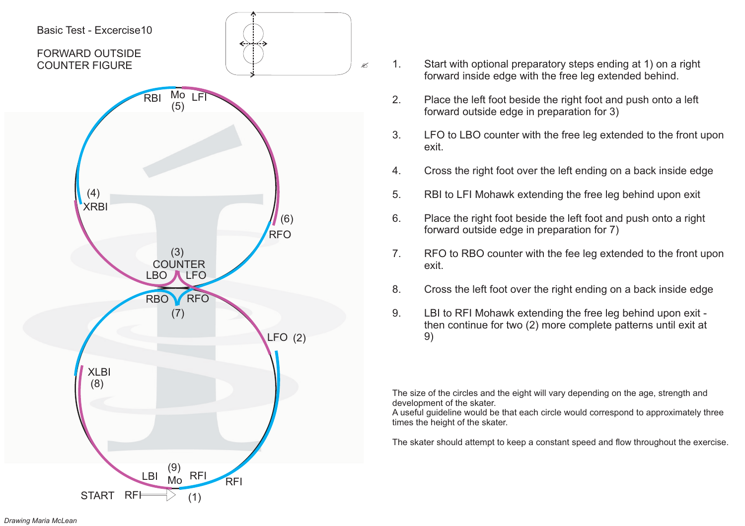Basic Test - Excercise10

# FORWARD OUTSIDE COUNTER FIGURE

RBI Mo LFI (5)

(4) XRBI

(6) RFO

(3) COUNTER LBO LFO

RBO RFO (7)

LFO (2)

XLBI (8)

LBI (9) Mo RFI

RFI

START RFI (1)

1. Start with optional preparatory steps ending at 1) on a right forward inside edge with the free leg extended behind.
2. Place the left foot beside the right foot and push onto a left forward outside edge in preparation for 3)
3. LFO to LBO counter with the free leg extended to the front upon exit.
4. Cross the right foot over the left ending on a back inside edge
5. RBI to LFI Mohawk extending the free leg behind upon exit
6. Place the right foot beside the left foot and push onto a right forward outside edge in preparation for 7)
7. RFO to RBO counter with the fee leg extended to the front upon exit.
8. Cross the left foot over the right ending on a back inside edge
9. LBI to RFI Mohawk extending the free leg behind upon exit - then continue for two (2) more complete patterns until exit at 9)

The size of the circles and the eight will vary depending on the age, strength and development of the skater.
A useful guideline would be that each circle would correspond to approximately three times the height of the skater.

The skater should attempt to keep a constant speed and flow throughout the exercise.

*Drawing Maria McLean*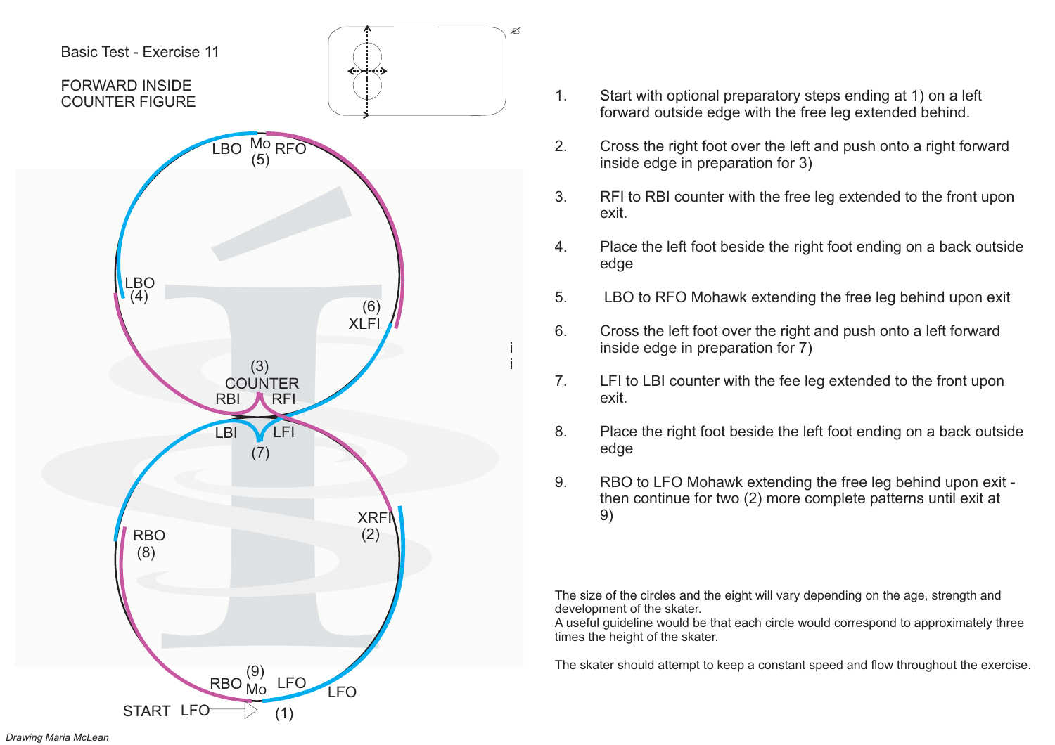Basic Test - Exercise 11

FORWARD INSIDE
COUNTER FIGURE

LBO Mo RFO
(5)

LBO
(4)

(6)
XLFI

(3)
COUNTER
RBI RFI

LBI LFI
(7)

XRFI
(2)

RBO
(8)

(9)
RBO Mo LFO

LFO

START LFO

(1)

1. Start with optional preparatory steps ending at 1) on a left forward outside edge with the free leg extended behind.
2. Cross the right foot over the left and push onto a right forward inside edge in preparation for 3)
3. RFI to RBI counter with the free leg extended to the front upon exit.
4. Place the left foot beside the right foot ending on a back outside edge
5. LBO to RFO Mohawk extending the free leg behind upon exit
6. Cross the left foot over the right and push onto a left forward inside edge in preparation for 7)
7. LFI to LBI counter with the fee leg extended to the front upon exit.
8. Place the right foot beside the left foot ending on a back outside edge
9. RBO to LFO Mohawk extending the free leg behind upon exit - then continue for two (2) more complete patterns until exit at 9)

The size of the circles and the eight will vary depending on the age, strength and development of the skater.
A useful guideline would be that each circle would correspond to approximately three times the height of the skater.

The skater should attempt to keep a constant speed and flow throughout the exercise.

*Drawing Maria McLean*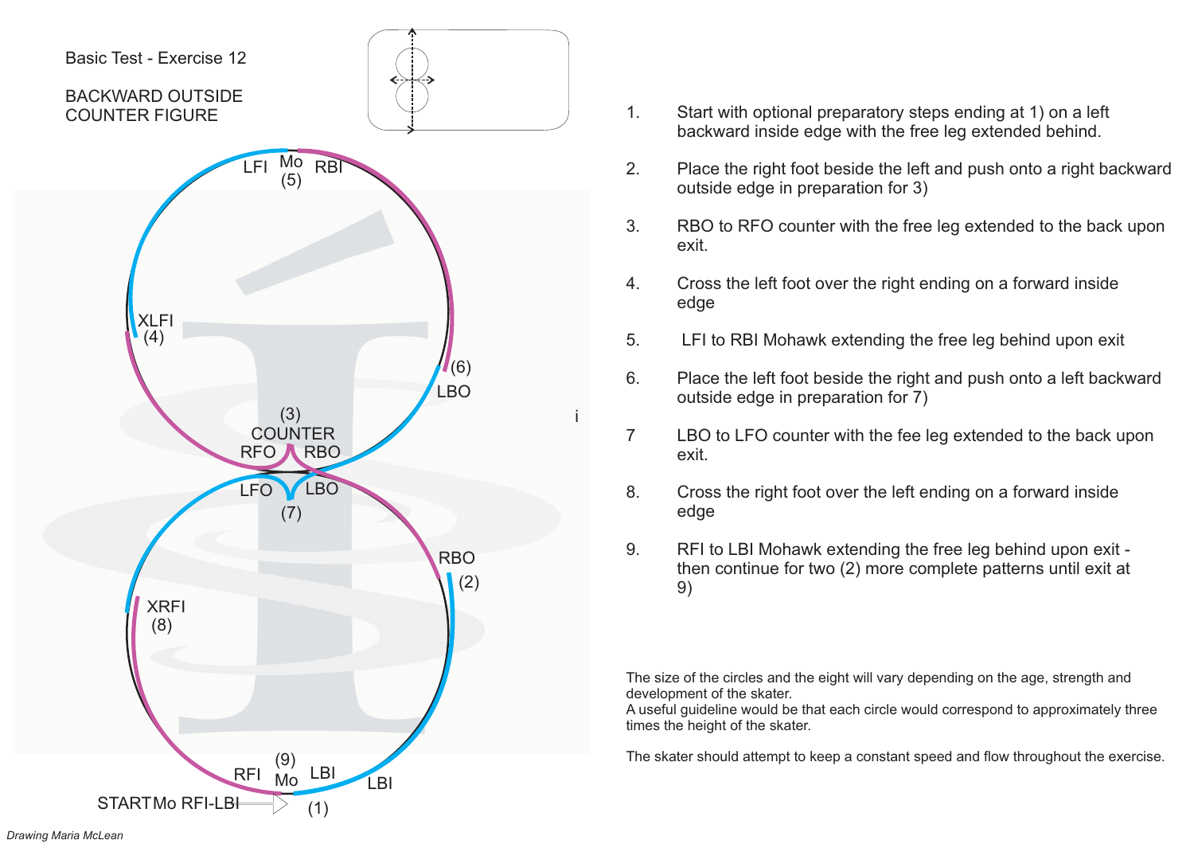Basic Test - Exercise 12

BACKWARD OUTSIDE COUNTER FIGURE

LFI Mo (5) RBI

XLFI (4)

(6) LBO

(3) COUNTER RFO RBO

LFO LBO (7)

RBO (2)

XRFI (8)

RFI (9) Mo LBI

LBI

START Mo RFI-LBI (1)

Drawing Maria McLean

1. Start with optional preparatory steps ending at 1) on a left backward inside edge with the free leg extended behind.
2. Place the right foot beside the left and push onto a right backward outside edge in preparation for 3)
3. RBO to RFO counter with the free leg extended to the back upon exit.
4. Cross the left foot over the right ending on a forward inside edge
5. LFI to RBI Mohawk extending the free leg behind upon exit
6. Place the left foot beside the right and push onto a left backward outside edge in preparation for 7)
7. LBO to LFO counter with the fee leg extended to the back upon exit.
8. Cross the right foot over the left ending on a forward inside edge
9. RFI to LBI Mohawk extending the free leg behind upon exit - then continue for two (2) more complete patterns until exit at 9)

The size of the circles and the eight will vary depending on the age, strength and development of the skater.
A useful guideline would be that each circle would correspond to approximately three times the height of the skater.

The skater should attempt to keep a constant speed and flow throughout the exercise.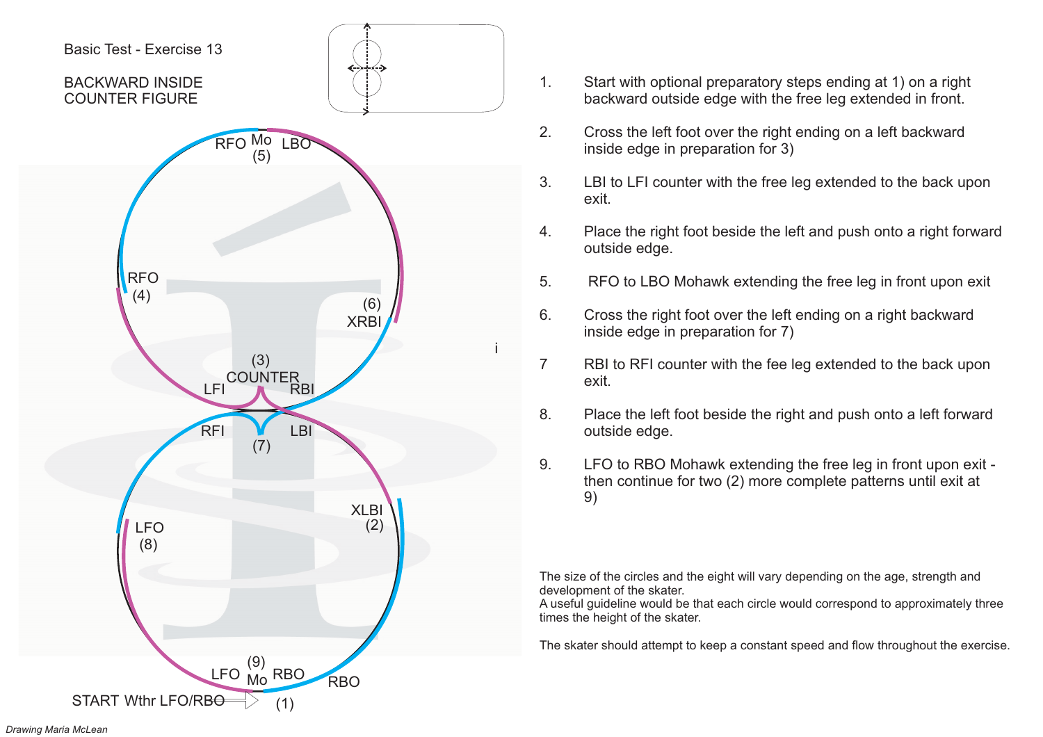Basic Test - Exercise 13

# BACKWARD INSIDE COUNTER FIGURE

RFO Mo LBO
(5)

RFO
(4)

(6)
XRBI

(3)
COUNTER
LFI RBI

RFI LBI
(7)

XLBI
(2)

LFO
(8)

(9)
LFO Mo RBO

RBO

START Wthr LFO/RBO
(1)

*Drawing Maria McLean*

1. Start with optional preparatory steps ending at 1) on a right backward outside edge with the free leg extended in front.
2. Cross the left foot over the right ending on a left backward inside edge in preparation for 3)
3. LBI to LFI counter with the free leg extended to the back upon exit.
4. Place the right foot beside the left and push onto a right forward outside edge.
5. RFO to LBO Mohawk extending the free leg in front upon exit
6. Cross the right foot over the left ending on a right backward inside edge in preparation for 7)
7. RBI to RFI counter with the fee leg extended to the back upon exit.
8. Place the left foot beside the right and push onto a left forward outside edge.
9. LFO to RBO Mohawk extending the free leg in front upon exit - then continue for two (2) more complete patterns until exit at 9)

The size of the circles and the eight will vary depending on the age, strength and development of the skater.
A useful guideline would be that each circle would correspond to approximately three times the height of the skater.

The skater should attempt to keep a constant speed and flow throughout the exercise.